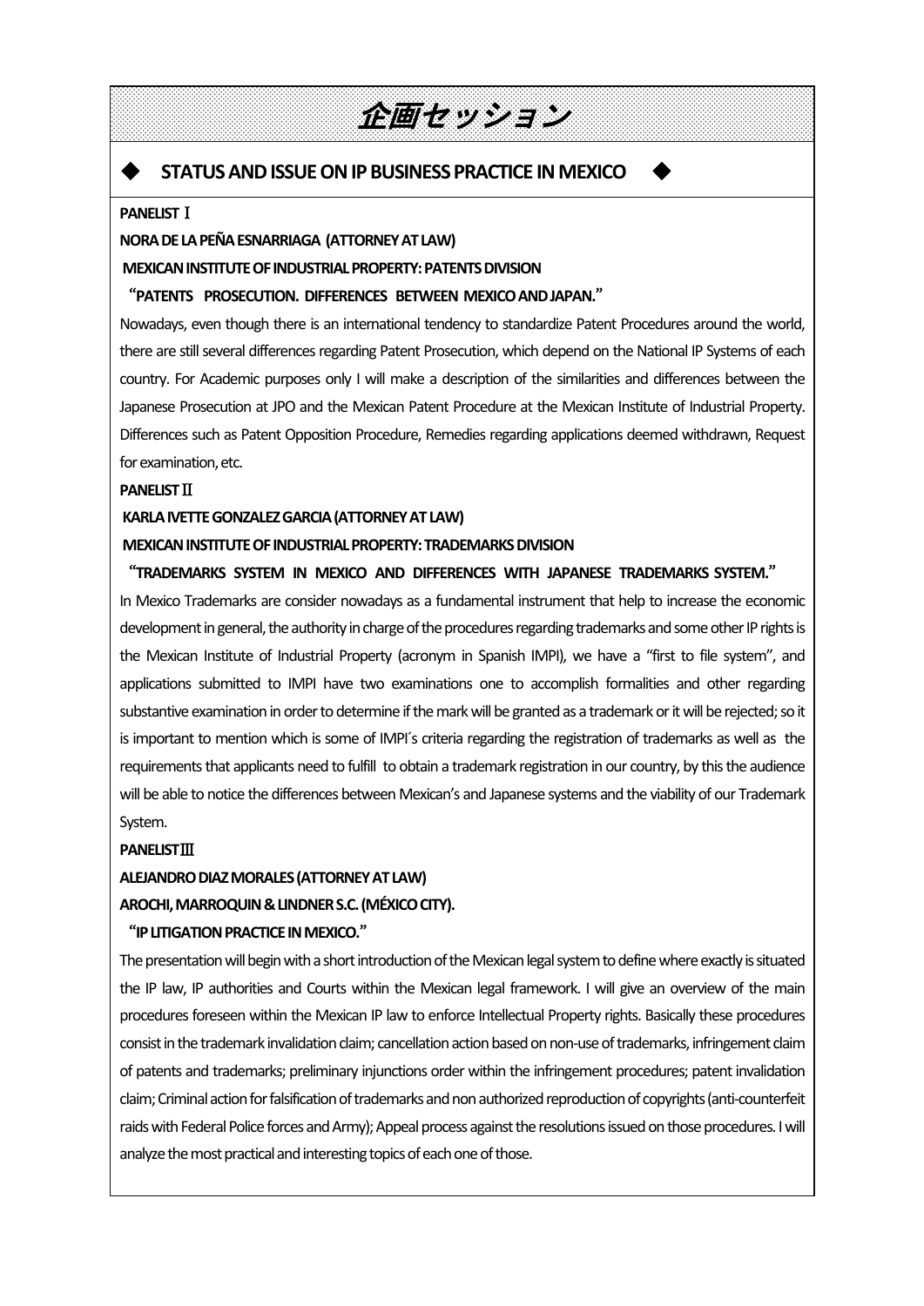# 企画セッション

## ◆ STATUS AND ISSUE ON IP BUSINESS PRACTICE IN MEXICO ◆

**PANELIST Ⅰ**

**NORA DE LA PEÑA ESNARRIAGA (ATTORNEY AT LAW)**

**MEXICAN INSTITUTE OF INDUSTRIAL PROPERTY: PATENTS DIVISION**

**"PATENTS PROSECUTION. DIFFERENCES BETWEEN MEXICO AND JAPAN."**

Nowadays, even though there is an international tendency to standardize Patent Procedures around the world, there are still several differences regarding Patent Prosecution, which depend on the National IP Systems of each country. For Academic purposes only I will make a description of the similarities and differences between the Japanese Prosecution at JPO and the Mexican Patent Procedure at the Mexican Institute of Industrial Property. Differences such as Patent Opposition Procedure, Remedies regarding applications deemed withdrawn, Request for examination, etc.

**PANELIST Ⅱ**

**KARLA IVETTE GONZALEZ GARCIA (ATTORNEY AT LAW)**

**MEXICAN INSTITUTE OF INDUSTRIAL PROPERTY: TRADEMARKS DIVISION**

**"TRADEMARKS SYSTEM IN MEXICO AND DIFFERENCES WITH JAPANESE TRADEMARKS SYSTEM."**

In Mexico Trademarks are consider nowadays as a fundamental instrument that help to increase the economic development in general, the authority in charge of the procedures regarding trademarks and some other IP rights is the Mexican Institute of Industrial Property (acronym in Spanish IMPI), we have a "first to file system", and applications submitted to IMPI have two examinations one to accomplish formalities and other regarding substantive examination in order to determine if the mark will be granted as a trademark or it will be rejected; so it is important to mention which is some of IMPI´s criteria regarding the registration of trademarks as well as the requirements that applicants need to fulfill to obtain a trademark registration in our country, by this the audience will be able to notice the differences between Mexican's and Japanese systems and the viability of our Trademark System.

**PANELIST Ⅲ**

**ALEJANDRO DIAZ MORALES (ATTORNEY AT LAW)**

**AROCHI, MARROQUIN & LINDNER S.C. (MÉXICO CITY).**

**"IP LITIGATION PRACTICE IN MEXICO."**

The presentation will begin with a short introduction of the Mexican legal system to define where exactly is situated the IP law, IP authorities and Courts within the Mexican legal framework. I will give an overview of the main procedures foreseen within the Mexican IP law to enforce Intellectual Property rights. Basically these procedures consist in the trademark invalidation claim; cancellation action based on non-use of trademarks, infringement claim of patents and trademarks; preliminary injunctions order within the infringement procedures; patent invalidation claim; Criminal action for falsification of trademarks and non authorized reproduction of copyrights (anti-counterfeit raids with Federal Police forces and Army); Appeal process against the resolutions issued on those procedures. I will analyze the most practical and interesting topics of each one of those.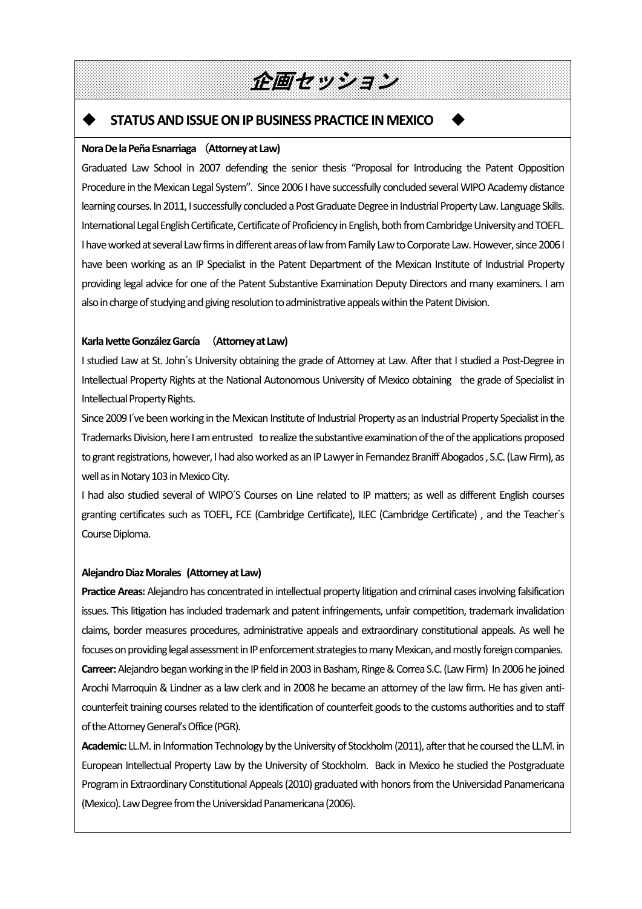# 企画セッション

## ◆ STATUS AND ISSUE ON IP BUSINESS PRACTICE IN MEXICO ◆

**Nora De la Peña Esnarriaga （Attorney at Law)**

Graduated Law School in 2007 defending the senior thesis "Proposal for Introducing the Patent Opposition Procedure in the Mexican Legal System". Since 2006 I have successfully concluded several WIPO Academy distance learning courses. In 2011, I successfully concluded a Post Graduate Degree in Industrial Property Law. Language Skills. International Legal English Certificate, Certificate of Proficiency in English, both from Cambridge University and TOEFL. I have worked at several Law firms in different areas of law from Family Law to Corporate Law. However, since 2006 I have been working as an IP Specialist in the Patent Department of the Mexican Institute of Industrial Property providing legal advice for one of the Patent Substantive Examination Deputy Directors and many examiners. I am also in charge of studying and giving resolution to administrative appeals within the Patent Division.

**Karla Ivette González García （Attorney at Law)**

I studied Law at St. John´s University obtaining the grade of Attorney at Law. After that I studied a Post-Degree in Intellectual Property Rights at the National Autonomous University of Mexico obtaining the grade of Specialist in Intellectual Property Rights.

Since 2009 I´ve been working in the Mexican Institute of Industrial Property as an Industrial Property Specialist in the Trademarks Division, here I am entrusted to realize the substantive examination of the of the applications proposed to grant registrations, however, I had also worked as an IP Lawyer in Fernandez Braniff Abogados , S.C. (Law Firm), as well as in Notary 103 in Mexico City.

I had also studied several of WIPO´S Courses on Line related to IP matters; as well as different English courses granting certificates such as TOEFL, FCE (Cambridge Certificate), ILEC (Cambridge Certificate) , and the Teacher´s Course Diploma.

**Alejandro Diaz Morales (Attorney at Law)**

**Practice Areas:** Alejandro has concentrated in intellectual property litigation and criminal cases involving falsification issues. This litigation has included trademark and patent infringements, unfair competition, trademark invalidation claims, border measures procedures, administrative appeals and extraordinary constitutional appeals. As well he focuses on providing legal assessment in IP enforcement strategies to many Mexican, and mostly foreign companies.

**Carreer:** Alejandro began working in the IP field in 2003 in Basham, Ringe & Correa S.C. (Law Firm) In 2006 he joined Arochi Marroquin & Lindner as a law clerk and in 2008 he became an attorney of the law firm. He has given anti-counterfeit training courses related to the identification of counterfeit goods to the customs authorities and to staff of the Attorney General's Office (PGR).

**Academic:** LL.M. in Information Technology by the University of Stockholm (2011), after that he coursed the LL.M. in European Intellectual Property Law by the University of Stockholm. Back in Mexico he studied the Postgraduate Program in Extraordinary Constitutional Appeals (2010) graduated with honors from the Universidad Panamericana (Mexico). Law Degree from the Universidad Panamericana (2006).